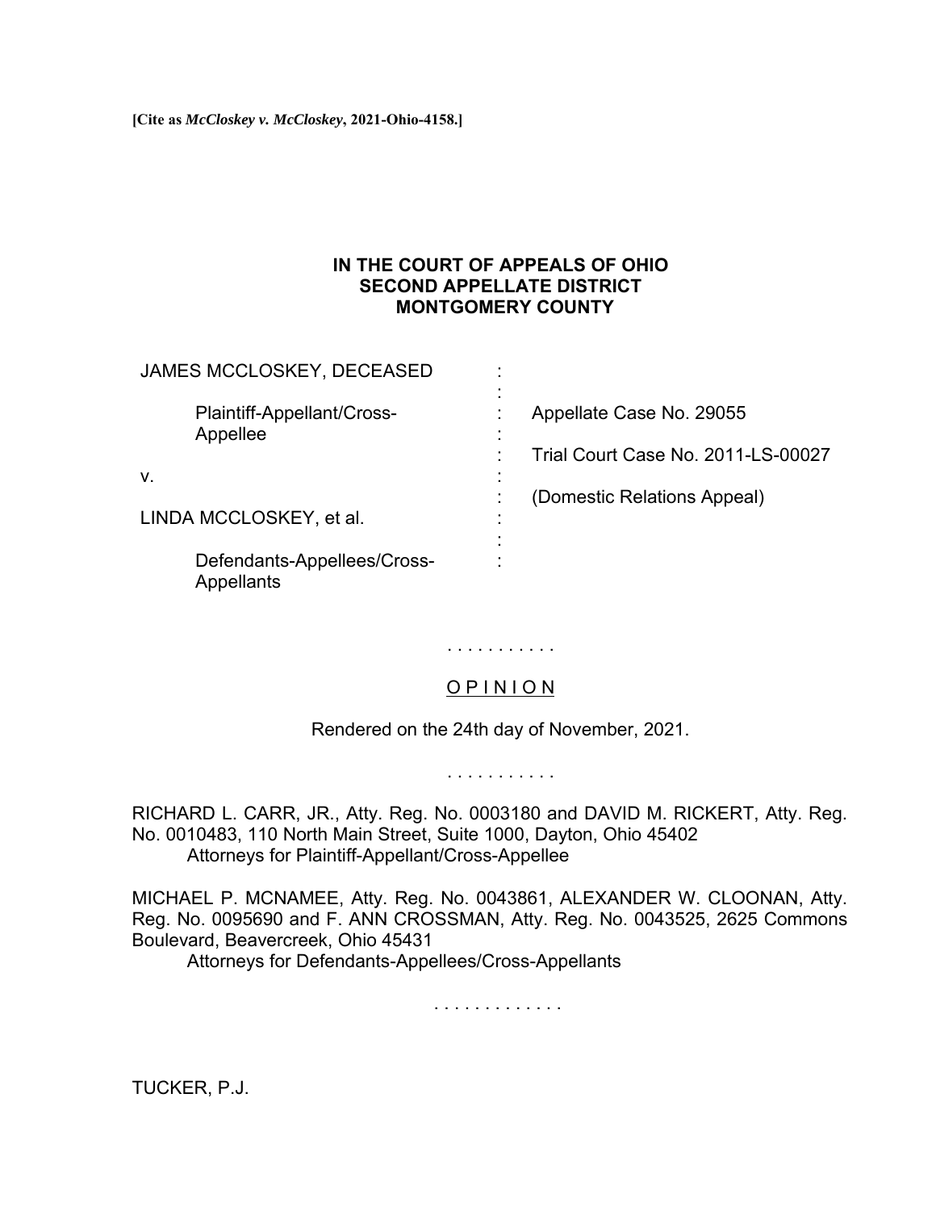**[Cite as *McCloskey v. McCloskey*, 2021-Ohio-4158.]**

**IN THE COURT OF APPEALS OF OHIO**
**SECOND APPELLATE DISTRICT**
**MONTGOMERY COUNTY**

| | | |
|---|---|---|
| JAMES MCCLOSKEY, DECEASED | : | |
| | : | |
| Plaintiff-Appellant/Cross-Appellee | : | Appellate Case No. 29055 |
| | : | |
| | : | Trial Court Case No. 2011-LS-00027 |
| v. | : | |
| | : | (Domestic Relations Appeal) |
| LINDA MCCLOSKEY, et al. | : | |
| | : | |
| Defendants-Appellees/Cross-Appellants | : | |

. . . . . . . . . . .

O P I N I O N

Rendered on the 24th day of November, 2021.

. . . . . . . . . . .

RICHARD L. CARR, JR., Atty. Reg. No. 0003180 and DAVID M. RICKERT, Atty. Reg. No. 0010483, 110 North Main Street, Suite 1000, Dayton, Ohio 45402
Attorneys for Plaintiff-Appellant/Cross-Appellee

MICHAEL P. MCNAMEE, Atty. Reg. No. 0043861, ALEXANDER W. CLOONAN, Atty. Reg. No. 0095690 and F. ANN CROSSMAN, Atty. Reg. No. 0043525, 2625 Commons Boulevard, Beavercreek, Ohio 45431
Attorneys for Defendants-Appellees/Cross-Appellants

. . . . . . . . . . . . .

TUCKER, P.J.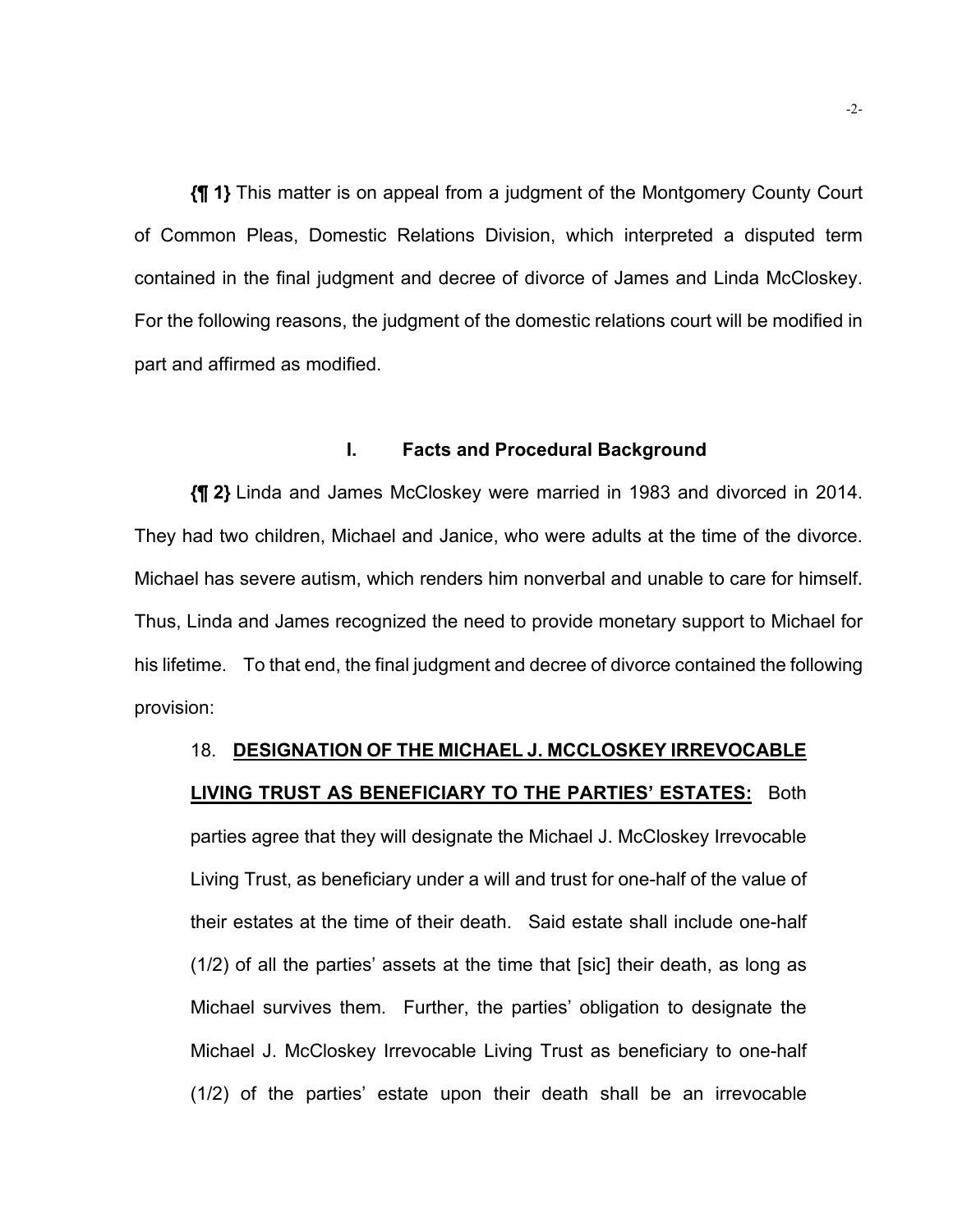**{¶ 1}** This matter is on appeal from a judgment of the Montgomery County Court of Common Pleas, Domestic Relations Division, which interpreted a disputed term contained in the final judgment and decree of divorce of James and Linda McCloskey. For the following reasons, the judgment of the domestic relations court will be modified in part and affirmed as modified.

## I. Facts and Procedural Background

**{¶ 2}** Linda and James McCloskey were married in 1983 and divorced in 2014. They had two children, Michael and Janice, who were adults at the time of the divorce. Michael has severe autism, which renders him nonverbal and unable to care for himself. Thus, Linda and James recognized the need to provide monetary support to Michael for his lifetime. To that end, the final judgment and decree of divorce contained the following provision:

> 18. **DESIGNATION OF THE MICHAEL J. MCCLOSKEY IRREVOCABLE LIVING TRUST AS BENEFICIARY TO THE PARTIES' ESTATES:** Both parties agree that they will designate the Michael J. McCloskey Irrevocable Living Trust, as beneficiary under a will and trust for one-half of the value of their estates at the time of their death. Said estate shall include one-half (1/2) of all the parties' assets at the time that [sic] their death, as long as Michael survives them. Further, the parties' obligation to designate the Michael J. McCloskey Irrevocable Living Trust as beneficiary to one-half (1/2) of the parties' estate upon their death shall be an irrevocable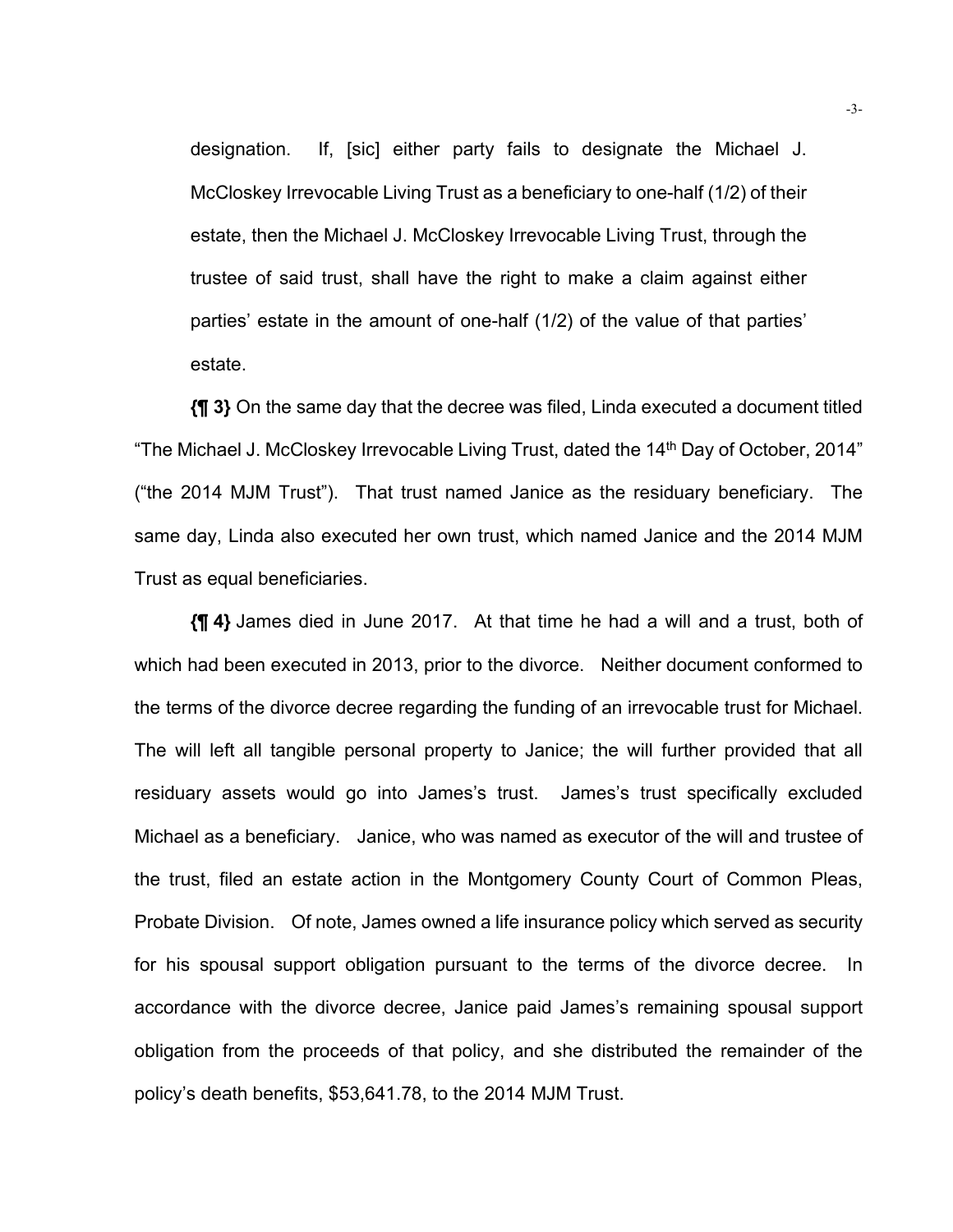designation. If, [sic] either party fails to designate the Michael J. McCloskey Irrevocable Living Trust as a beneficiary to one-half (1/2) of their estate, then the Michael J. McCloskey Irrevocable Living Trust, through the trustee of said trust, shall have the right to make a claim against either parties' estate in the amount of one-half (1/2) of the value of that parties' estate.

**{¶ 3}** On the same day that the decree was filed, Linda executed a document titled "The Michael J. McCloskey Irrevocable Living Trust, dated the 14th Day of October, 2014" ("the 2014 MJM Trust"). That trust named Janice as the residuary beneficiary. The same day, Linda also executed her own trust, which named Janice and the 2014 MJM Trust as equal beneficiaries.

**{¶ 4}** James died in June 2017. At that time he had a will and a trust, both of which had been executed in 2013, prior to the divorce. Neither document conformed to the terms of the divorce decree regarding the funding of an irrevocable trust for Michael. The will left all tangible personal property to Janice; the will further provided that all residuary assets would go into James's trust. James's trust specifically excluded Michael as a beneficiary. Janice, who was named as executor of the will and trustee of the trust, filed an estate action in the Montgomery County Court of Common Pleas, Probate Division. Of note, James owned a life insurance policy which served as security for his spousal support obligation pursuant to the terms of the divorce decree. In accordance with the divorce decree, Janice paid James's remaining spousal support obligation from the proceeds of that policy, and she distributed the remainder of the policy's death benefits, $53,641.78, to the 2014 MJM Trust.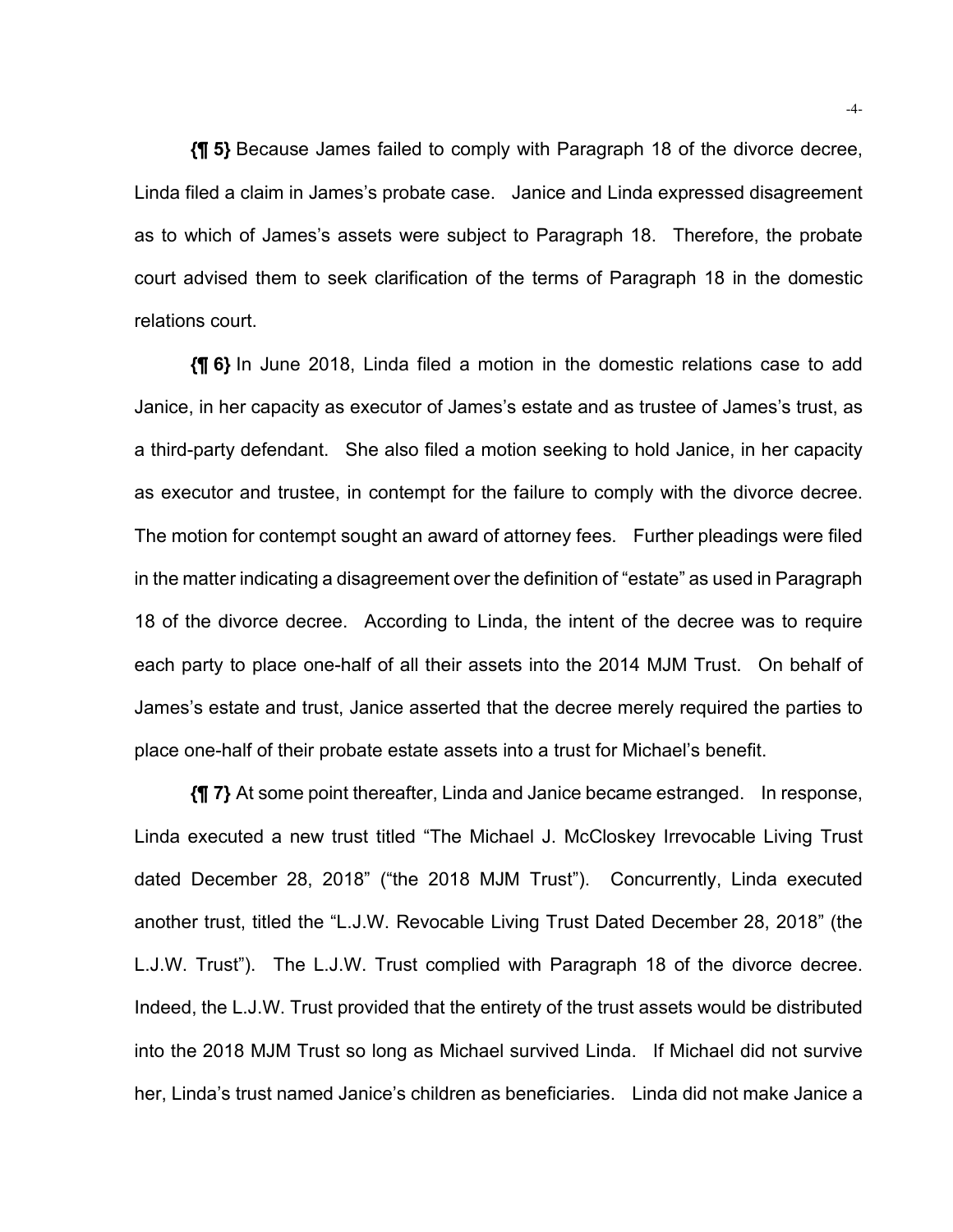**{¶ 5}** Because James failed to comply with Paragraph 18 of the divorce decree, Linda filed a claim in James's probate case. Janice and Linda expressed disagreement as to which of James's assets were subject to Paragraph 18. Therefore, the probate court advised them to seek clarification of the terms of Paragraph 18 in the domestic relations court.

**{¶ 6}** In June 2018, Linda filed a motion in the domestic relations case to add Janice, in her capacity as executor of James's estate and as trustee of James's trust, as a third-party defendant. She also filed a motion seeking to hold Janice, in her capacity as executor and trustee, in contempt for the failure to comply with the divorce decree. The motion for contempt sought an award of attorney fees. Further pleadings were filed in the matter indicating a disagreement over the definition of "estate" as used in Paragraph 18 of the divorce decree. According to Linda, the intent of the decree was to require each party to place one-half of all their assets into the 2014 MJM Trust. On behalf of James's estate and trust, Janice asserted that the decree merely required the parties to place one-half of their probate estate assets into a trust for Michael's benefit.

**{¶ 7}** At some point thereafter, Linda and Janice became estranged. In response, Linda executed a new trust titled "The Michael J. McCloskey Irrevocable Living Trust dated December 28, 2018" ("the 2018 MJM Trust"). Concurrently, Linda executed another trust, titled the "L.J.W. Revocable Living Trust Dated December 28, 2018" (the L.J.W. Trust"). The L.J.W. Trust complied with Paragraph 18 of the divorce decree. Indeed, the L.J.W. Trust provided that the entirety of the trust assets would be distributed into the 2018 MJM Trust so long as Michael survived Linda. If Michael did not survive her, Linda's trust named Janice's children as beneficiaries. Linda did not make Janice a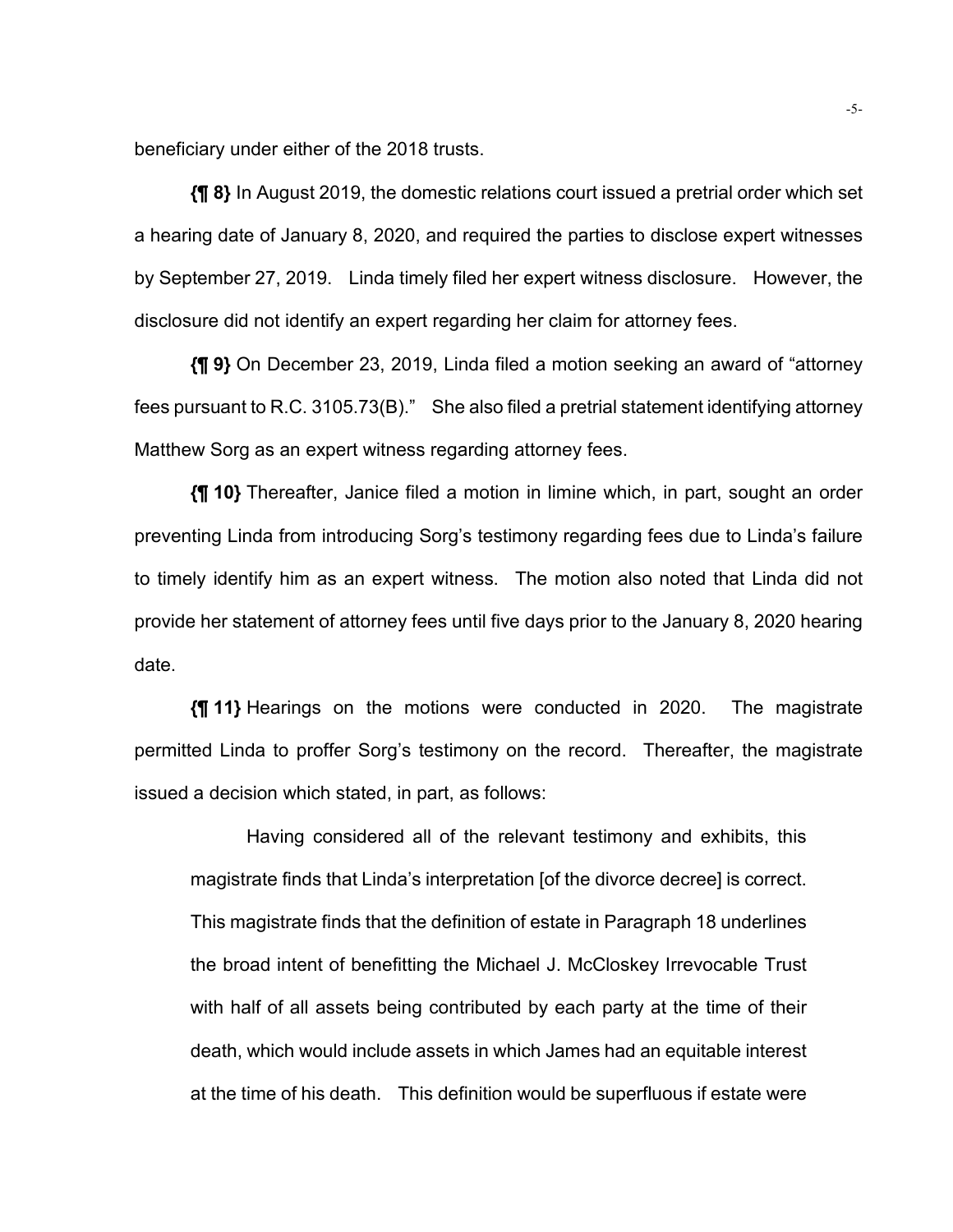beneficiary under either of the 2018 trusts.

**{¶ 8}** In August 2019, the domestic relations court issued a pretrial order which set a hearing date of January 8, 2020, and required the parties to disclose expert witnesses by September 27, 2019. Linda timely filed her expert witness disclosure. However, the disclosure did not identify an expert regarding her claim for attorney fees.

**{¶ 9}** On December 23, 2019, Linda filed a motion seeking an award of "attorney fees pursuant to R.C. 3105.73(B)." She also filed a pretrial statement identifying attorney Matthew Sorg as an expert witness regarding attorney fees.

**{¶ 10}** Thereafter, Janice filed a motion in limine which, in part, sought an order preventing Linda from introducing Sorg's testimony regarding fees due to Linda's failure to timely identify him as an expert witness. The motion also noted that Linda did not provide her statement of attorney fees until five days prior to the January 8, 2020 hearing date.

**{¶ 11}** Hearings on the motions were conducted in 2020. The magistrate permitted Linda to proffer Sorg's testimony on the record. Thereafter, the magistrate issued a decision which stated, in part, as follows:

> Having considered all of the relevant testimony and exhibits, this magistrate finds that Linda's interpretation [of the divorce decree] is correct. This magistrate finds that the definition of estate in Paragraph 18 underlines the broad intent of benefitting the Michael J. McCloskey Irrevocable Trust with half of all assets being contributed by each party at the time of their death, which would include assets in which James had an equitable interest at the time of his death. This definition would be superfluous if estate were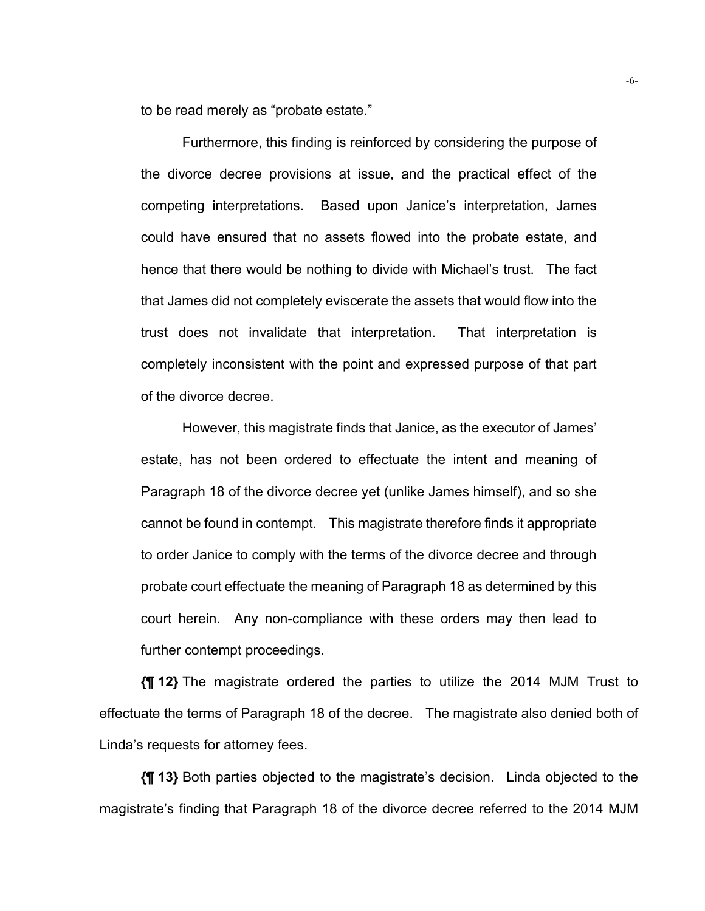to be read merely as "probate estate."

> Furthermore, this finding is reinforced by considering the purpose of the divorce decree provisions at issue, and the practical effect of the competing interpretations. Based upon Janice's interpretation, James could have ensured that no assets flowed into the probate estate, and hence that there would be nothing to divide with Michael's trust. The fact that James did not completely eviscerate the assets that would flow into the trust does not invalidate that interpretation. That interpretation is completely inconsistent with the point and expressed purpose of that part of the divorce decree.
>
> However, this magistrate finds that Janice, as the executor of James' estate, has not been ordered to effectuate the intent and meaning of Paragraph 18 of the divorce decree yet (unlike James himself), and so she cannot be found in contempt. This magistrate therefore finds it appropriate to order Janice to comply with the terms of the divorce decree and through probate court effectuate the meaning of Paragraph 18 as determined by this court herein. Any non-compliance with these orders may then lead to further contempt proceedings.

**{¶ 12}** The magistrate ordered the parties to utilize the 2014 MJM Trust to effectuate the terms of Paragraph 18 of the decree. The magistrate also denied both of Linda's requests for attorney fees.

**{¶ 13}** Both parties objected to the magistrate's decision. Linda objected to the magistrate's finding that Paragraph 18 of the divorce decree referred to the 2014 MJM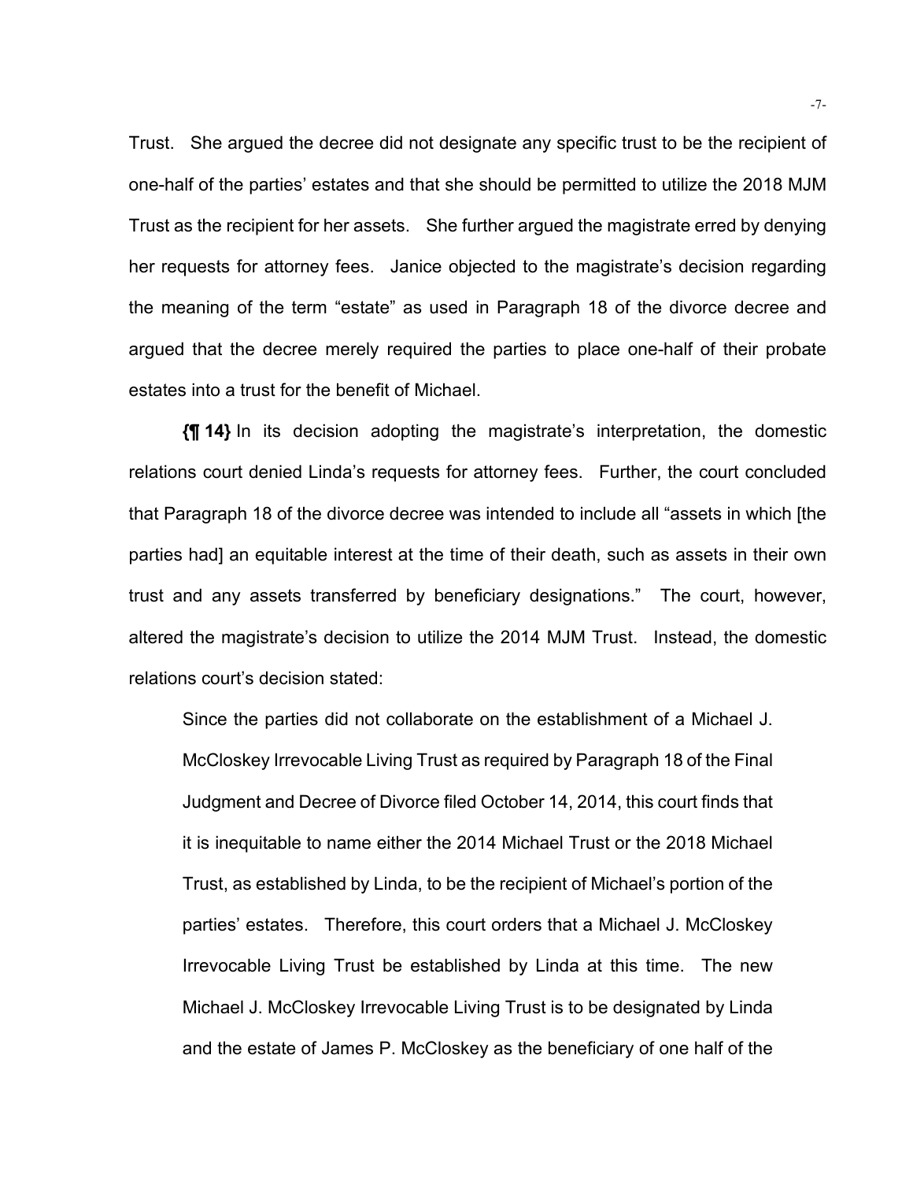Trust. She argued the decree did not designate any specific trust to be the recipient of one-half of the parties' estates and that she should be permitted to utilize the 2018 MJM Trust as the recipient for her assets. She further argued the magistrate erred by denying her requests for attorney fees. Janice objected to the magistrate's decision regarding the meaning of the term "estate" as used in Paragraph 18 of the divorce decree and argued that the decree merely required the parties to place one-half of their probate estates into a trust for the benefit of Michael.

**{¶ 14}** In its decision adopting the magistrate's interpretation, the domestic relations court denied Linda's requests for attorney fees. Further, the court concluded that Paragraph 18 of the divorce decree was intended to include all "assets in which [the parties had] an equitable interest at the time of their death, such as assets in their own trust and any assets transferred by beneficiary designations." The court, however, altered the magistrate's decision to utilize the 2014 MJM Trust. Instead, the domestic relations court's decision stated:

> Since the parties did not collaborate on the establishment of a Michael J. McCloskey Irrevocable Living Trust as required by Paragraph 18 of the Final Judgment and Decree of Divorce filed October 14, 2014, this court finds that it is inequitable to name either the 2014 Michael Trust or the 2018 Michael Trust, as established by Linda, to be the recipient of Michael's portion of the parties' estates. Therefore, this court orders that a Michael J. McCloskey Irrevocable Living Trust be established by Linda at this time. The new Michael J. McCloskey Irrevocable Living Trust is to be designated by Linda and the estate of James P. McCloskey as the beneficiary of one half of the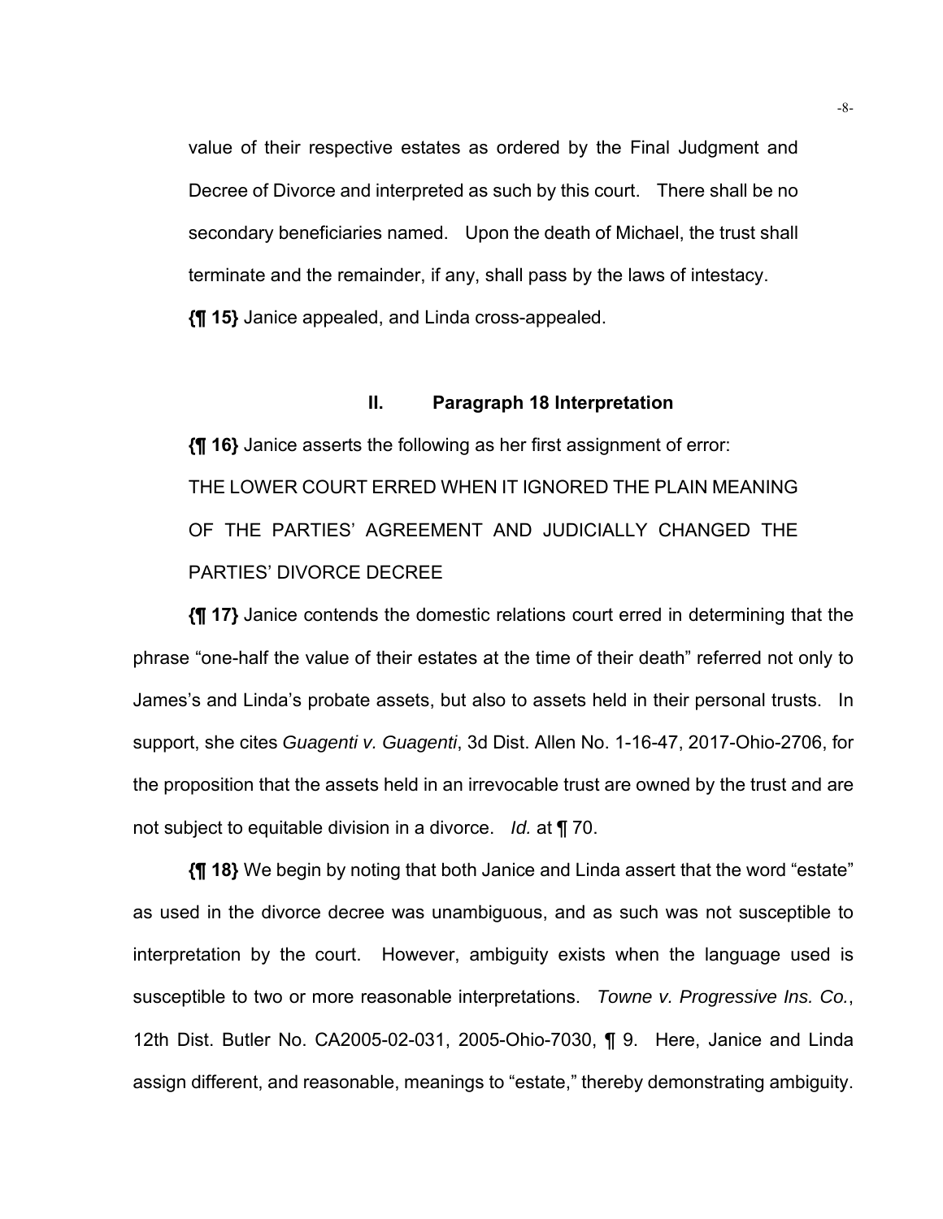value of their respective estates as ordered by the Final Judgment and Decree of Divorce and interpreted as such by this court. There shall be no secondary beneficiaries named. Upon the death of Michael, the trust shall terminate and the remainder, if any, shall pass by the laws of intestacy.

**{¶ 15}** Janice appealed, and Linda cross-appealed.

## II. Paragraph 18 Interpretation

**{¶ 16}** Janice asserts the following as her first assignment of error:

THE LOWER COURT ERRED WHEN IT IGNORED THE PLAIN MEANING OF THE PARTIES' AGREEMENT AND JUDICIALLY CHANGED THE PARTIES' DIVORCE DECREE

**{¶ 17}** Janice contends the domestic relations court erred in determining that the phrase "one-half the value of their estates at the time of their death" referred not only to James's and Linda's probate assets, but also to assets held in their personal trusts. In support, she cites *Guagenti v. Guagenti*, 3d Dist. Allen No. 1-16-47, 2017-Ohio-2706, for the proposition that the assets held in an irrevocable trust are owned by the trust and are not subject to equitable division in a divorce. *Id.* at ¶ 70.

**{¶ 18}** We begin by noting that both Janice and Linda assert that the word "estate" as used in the divorce decree was unambiguous, and as such was not susceptible to interpretation by the court. However, ambiguity exists when the language used is susceptible to two or more reasonable interpretations. *Towne v. Progressive Ins. Co.*, 12th Dist. Butler No. CA2005-02-031, 2005-Ohio-7030, ¶ 9. Here, Janice and Linda assign different, and reasonable, meanings to "estate," thereby demonstrating ambiguity.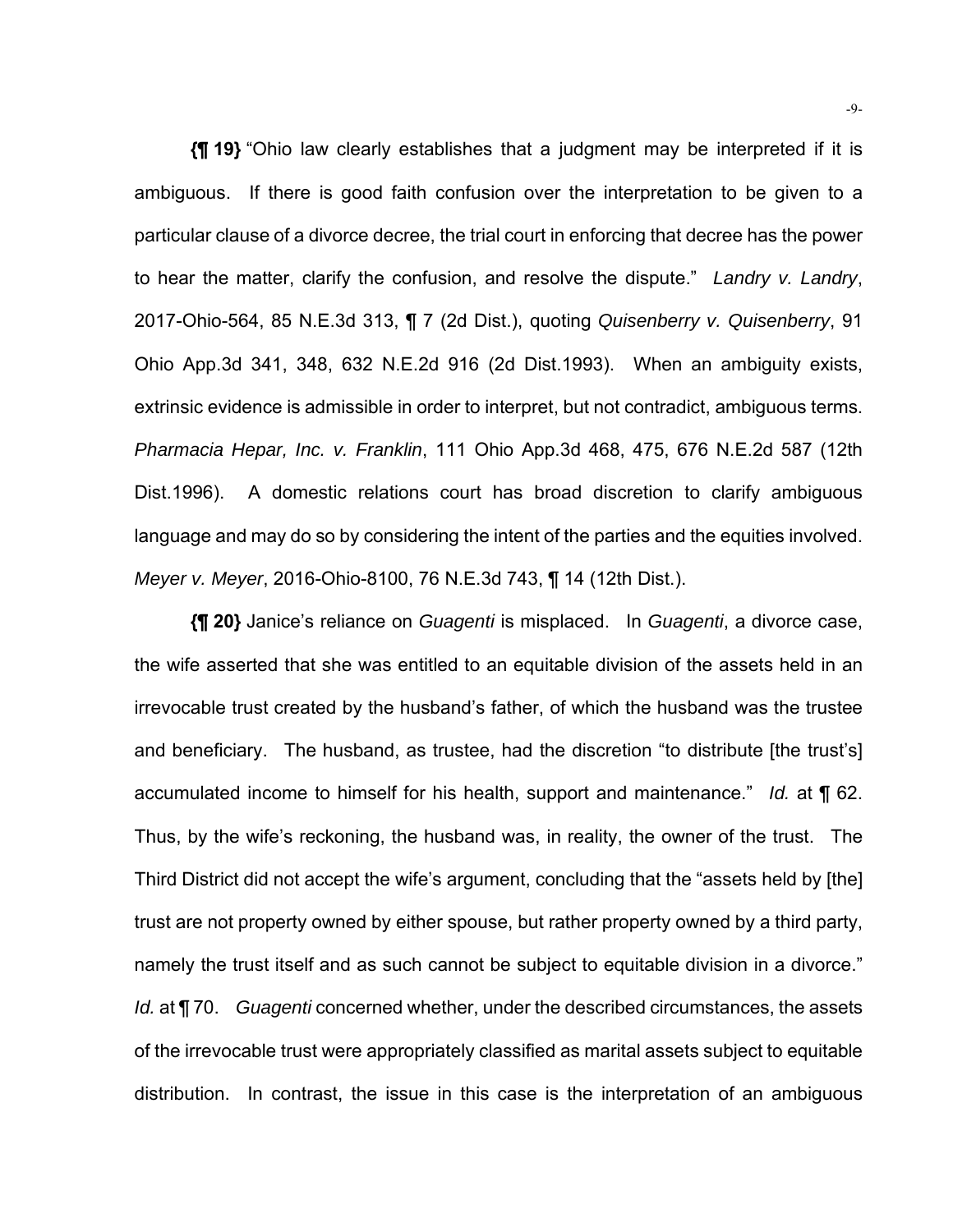**{¶ 19}** "Ohio law clearly establishes that a judgment may be interpreted if it is ambiguous. If there is good faith confusion over the interpretation to be given to a particular clause of a divorce decree, the trial court in enforcing that decree has the power to hear the matter, clarify the confusion, and resolve the dispute." *Landry v. Landry*, 2017-Ohio-564, 85 N.E.3d 313, ¶ 7 (2d Dist.), quoting *Quisenberry v. Quisenberry*, 91 Ohio App.3d 341, 348, 632 N.E.2d 916 (2d Dist.1993). When an ambiguity exists, extrinsic evidence is admissible in order to interpret, but not contradict, ambiguous terms. *Pharmacia Hepar, Inc. v. Franklin*, 111 Ohio App.3d 468, 475, 676 N.E.2d 587 (12th Dist.1996). A domestic relations court has broad discretion to clarify ambiguous language and may do so by considering the intent of the parties and the equities involved. *Meyer v. Meyer*, 2016-Ohio-8100, 76 N.E.3d 743, ¶ 14 (12th Dist.).

**{¶ 20}** Janice's reliance on *Guagenti* is misplaced. In *Guagenti*, a divorce case, the wife asserted that she was entitled to an equitable division of the assets held in an irrevocable trust created by the husband's father, of which the husband was the trustee and beneficiary. The husband, as trustee, had the discretion "to distribute [the trust's] accumulated income to himself for his health, support and maintenance." *Id.* at ¶ 62. Thus, by the wife's reckoning, the husband was, in reality, the owner of the trust. The Third District did not accept the wife's argument, concluding that the "assets held by [the] trust are not property owned by either spouse, but rather property owned by a third party, namely the trust itself and as such cannot be subject to equitable division in a divorce." *Id.* at ¶ 70. *Guagenti* concerned whether, under the described circumstances, the assets of the irrevocable trust were appropriately classified as marital assets subject to equitable distribution. In contrast, the issue in this case is the interpretation of an ambiguous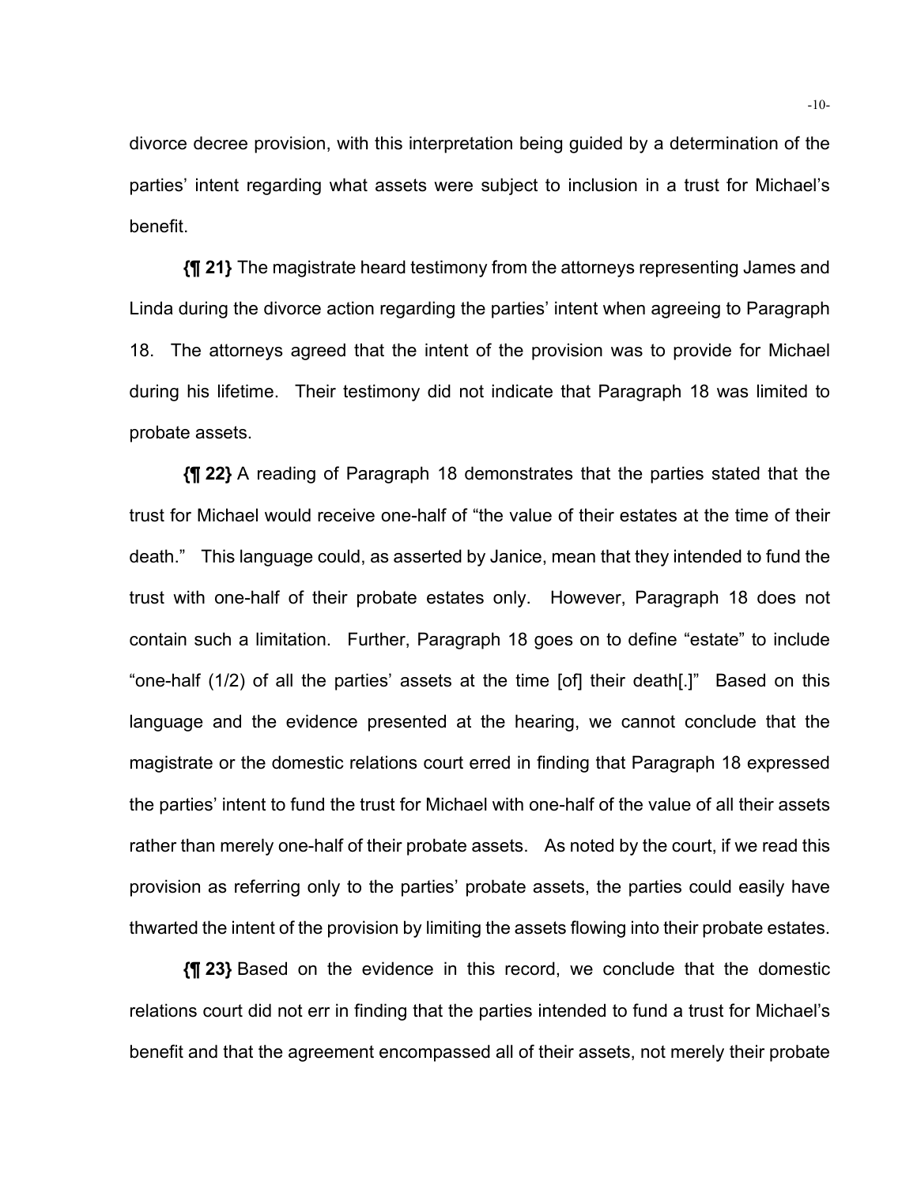divorce decree provision, with this interpretation being guided by a determination of the parties' intent regarding what assets were subject to inclusion in a trust for Michael's benefit.

**{¶ 21}** The magistrate heard testimony from the attorneys representing James and Linda during the divorce action regarding the parties' intent when agreeing to Paragraph 18. The attorneys agreed that the intent of the provision was to provide for Michael during his lifetime. Their testimony did not indicate that Paragraph 18 was limited to probate assets.

**{¶ 22}** A reading of Paragraph 18 demonstrates that the parties stated that the trust for Michael would receive one-half of "the value of their estates at the time of their death." This language could, as asserted by Janice, mean that they intended to fund the trust with one-half of their probate estates only. However, Paragraph 18 does not contain such a limitation. Further, Paragraph 18 goes on to define "estate" to include "one-half (1/2) of all the parties' assets at the time [of] their death[.]" Based on this language and the evidence presented at the hearing, we cannot conclude that the magistrate or the domestic relations court erred in finding that Paragraph 18 expressed the parties' intent to fund the trust for Michael with one-half of the value of all their assets rather than merely one-half of their probate assets. As noted by the court, if we read this provision as referring only to the parties' probate assets, the parties could easily have thwarted the intent of the provision by limiting the assets flowing into their probate estates.

**{¶ 23}** Based on the evidence in this record, we conclude that the domestic relations court did not err in finding that the parties intended to fund a trust for Michael's benefit and that the agreement encompassed all of their assets, not merely their probate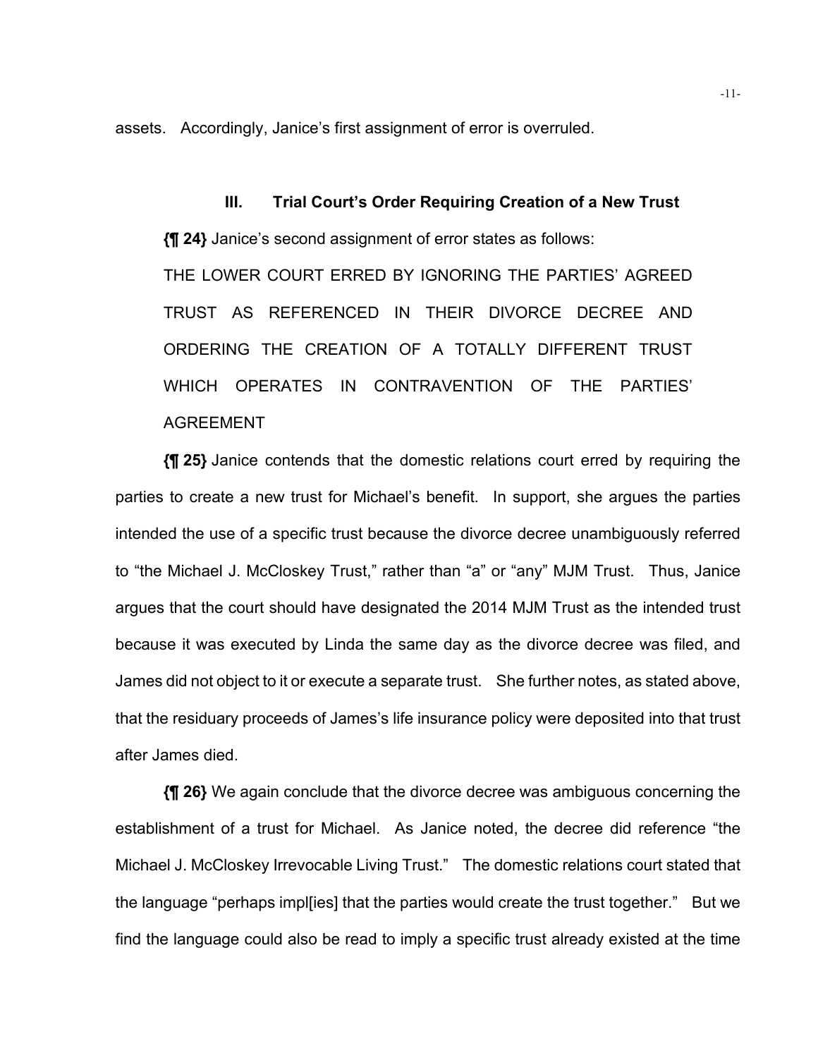assets. Accordingly, Janice's first assignment of error is overruled.

### III. Trial Court's Order Requiring Creation of a New Trust

**{¶ 24}** Janice's second assignment of error states as follows:

THE LOWER COURT ERRED BY IGNORING THE PARTIES' AGREED TRUST AS REFERENCED IN THEIR DIVORCE DECREE AND ORDERING THE CREATION OF A TOTALLY DIFFERENT TRUST WHICH OPERATES IN CONTRAVENTION OF THE PARTIES' AGREEMENT

**{¶ 25}** Janice contends that the domestic relations court erred by requiring the parties to create a new trust for Michael's benefit. In support, she argues the parties intended the use of a specific trust because the divorce decree unambiguously referred to "the Michael J. McCloskey Trust," rather than "a" or "any" MJM Trust. Thus, Janice argues that the court should have designated the 2014 MJM Trust as the intended trust because it was executed by Linda the same day as the divorce decree was filed, and James did not object to it or execute a separate trust. She further notes, as stated above, that the residuary proceeds of James's life insurance policy were deposited into that trust after James died.

**{¶ 26}** We again conclude that the divorce decree was ambiguous concerning the establishment of a trust for Michael. As Janice noted, the decree did reference "the Michael J. McCloskey Irrevocable Living Trust." The domestic relations court stated that the language "perhaps impl[ies] that the parties would create the trust together." But we find the language could also be read to imply a specific trust already existed at the time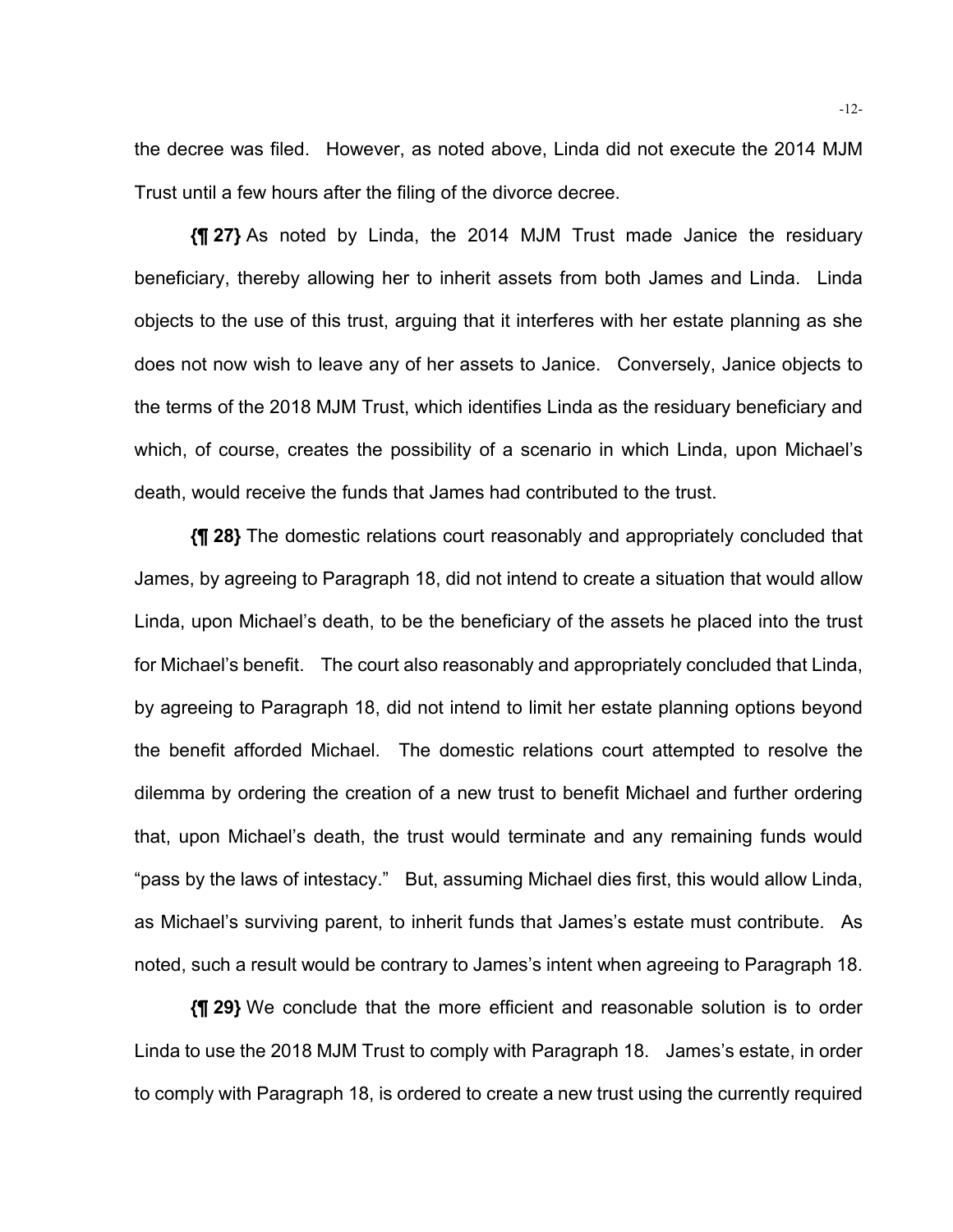the decree was filed. However, as noted above, Linda did not execute the 2014 MJM Trust until a few hours after the filing of the divorce decree.

**{¶ 27}** As noted by Linda, the 2014 MJM Trust made Janice the residuary beneficiary, thereby allowing her to inherit assets from both James and Linda. Linda objects to the use of this trust, arguing that it interferes with her estate planning as she does not now wish to leave any of her assets to Janice. Conversely, Janice objects to the terms of the 2018 MJM Trust, which identifies Linda as the residuary beneficiary and which, of course, creates the possibility of a scenario in which Linda, upon Michael's death, would receive the funds that James had contributed to the trust.

**{¶ 28}** The domestic relations court reasonably and appropriately concluded that James, by agreeing to Paragraph 18, did not intend to create a situation that would allow Linda, upon Michael's death, to be the beneficiary of the assets he placed into the trust for Michael's benefit. The court also reasonably and appropriately concluded that Linda, by agreeing to Paragraph 18, did not intend to limit her estate planning options beyond the benefit afforded Michael. The domestic relations court attempted to resolve the dilemma by ordering the creation of a new trust to benefit Michael and further ordering that, upon Michael's death, the trust would terminate and any remaining funds would "pass by the laws of intestacy." But, assuming Michael dies first, this would allow Linda, as Michael's surviving parent, to inherit funds that James's estate must contribute. As noted, such a result would be contrary to James's intent when agreeing to Paragraph 18.

**{¶ 29}** We conclude that the more efficient and reasonable solution is to order Linda to use the 2018 MJM Trust to comply with Paragraph 18. James's estate, in order to comply with Paragraph 18, is ordered to create a new trust using the currently required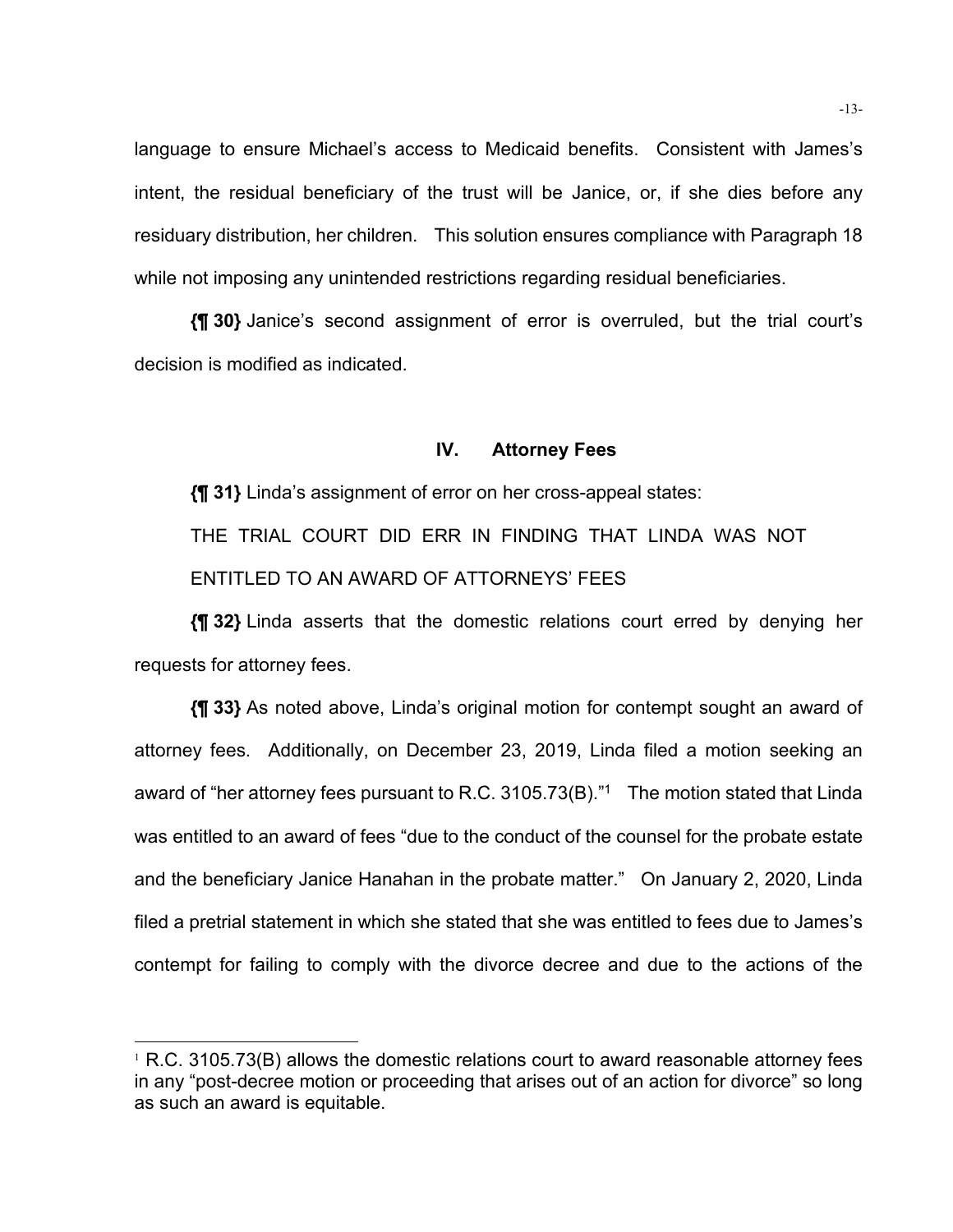language to ensure Michael's access to Medicaid benefits. Consistent with James's intent, the residual beneficiary of the trust will be Janice, or, if she dies before any residuary distribution, her children. This solution ensures compliance with Paragraph 18 while not imposing any unintended restrictions regarding residual beneficiaries.

**{¶ 30}** Janice's second assignment of error is overruled, but the trial court's decision is modified as indicated.

## IV. Attorney Fees

**{¶ 31}** Linda's assignment of error on her cross-appeal states:

THE TRIAL COURT DID ERR IN FINDING THAT LINDA WAS NOT ENTITLED TO AN AWARD OF ATTORNEYS' FEES

**{¶ 32}** Linda asserts that the domestic relations court erred by denying her requests for attorney fees.

**{¶ 33}** As noted above, Linda's original motion for contempt sought an award of attorney fees. Additionally, on December 23, 2019, Linda filed a motion seeking an award of "her attorney fees pursuant to R.C. 3105.73(B)."[1] The motion stated that Linda was entitled to an award of fees "due to the conduct of the counsel for the probate estate and the beneficiary Janice Hanahan in the probate matter." On January 2, 2020, Linda filed a pretrial statement in which she stated that she was entitled to fees due to James's contempt for failing to comply with the divorce decree and due to the actions of the

[1] R.C. 3105.73(B) allows the domestic relations court to award reasonable attorney fees in any "post-decree motion or proceeding that arises out of an action for divorce" so long as such an award is equitable.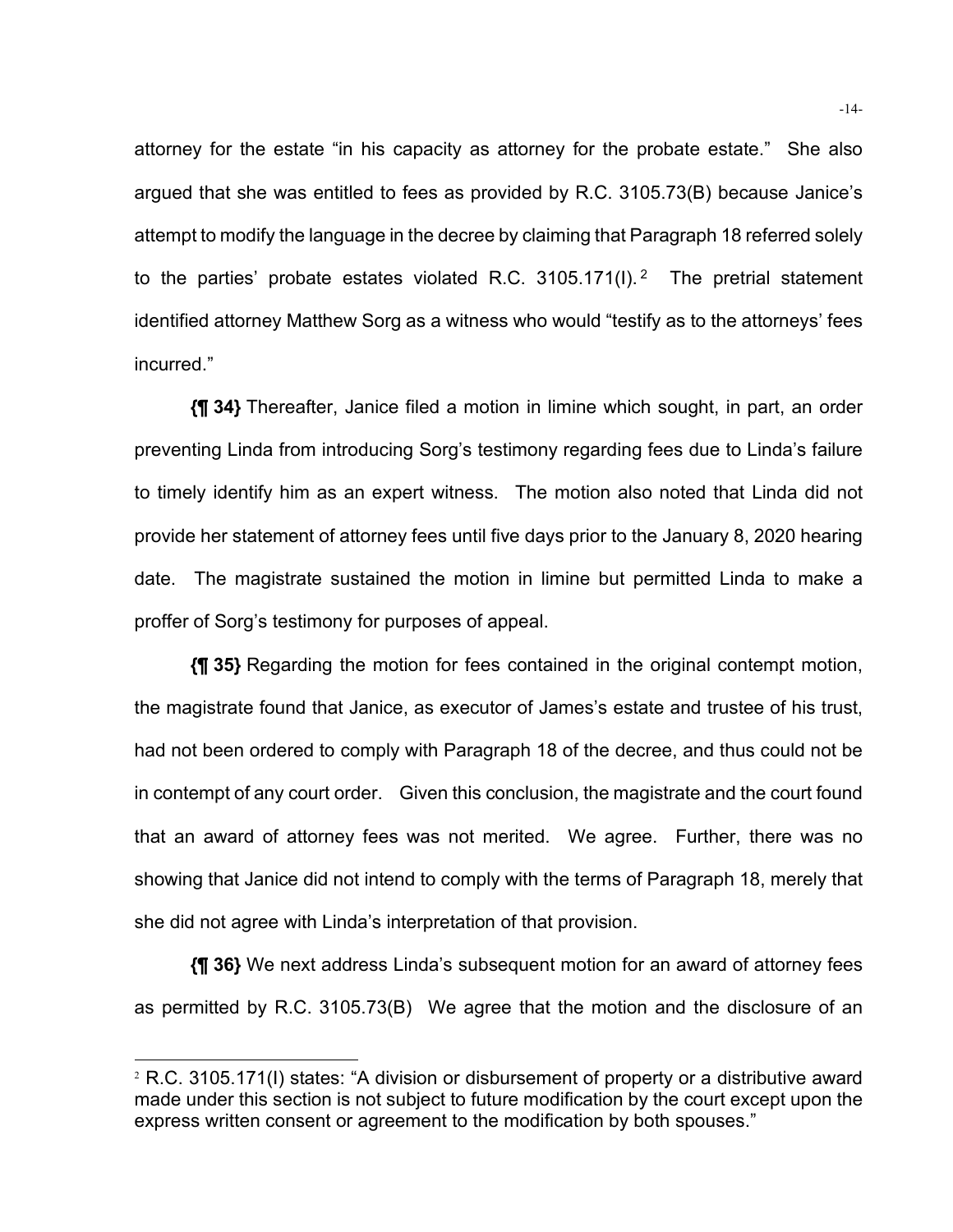attorney for the estate "in his capacity as attorney for the probate estate." She also argued that she was entitled to fees as provided by R.C. 3105.73(B) because Janice's attempt to modify the language in the decree by claiming that Paragraph 18 referred solely to the parties' probate estates violated R.C. 3105.171(I).[2] The pretrial statement identified attorney Matthew Sorg as a witness who would "testify as to the attorneys' fees incurred."

**{¶ 34}** Thereafter, Janice filed a motion in limine which sought, in part, an order preventing Linda from introducing Sorg's testimony regarding fees due to Linda's failure to timely identify him as an expert witness. The motion also noted that Linda did not provide her statement of attorney fees until five days prior to the January 8, 2020 hearing date. The magistrate sustained the motion in limine but permitted Linda to make a proffer of Sorg's testimony for purposes of appeal.

**{¶ 35}** Regarding the motion for fees contained in the original contempt motion, the magistrate found that Janice, as executor of James's estate and trustee of his trust, had not been ordered to comply with Paragraph 18 of the decree, and thus could not be in contempt of any court order. Given this conclusion, the magistrate and the court found that an award of attorney fees was not merited. We agree. Further, there was no showing that Janice did not intend to comply with the terms of Paragraph 18, merely that she did not agree with Linda's interpretation of that provision.

**{¶ 36}** We next address Linda's subsequent motion for an award of attorney fees as permitted by R.C. 3105.73(B) We agree that the motion and the disclosure of an

---

[2] R.C. 3105.171(I) states: "A division or disbursement of property or a distributive award made under this section is not subject to future modification by the court except upon the express written consent or agreement to the modification by both spouses."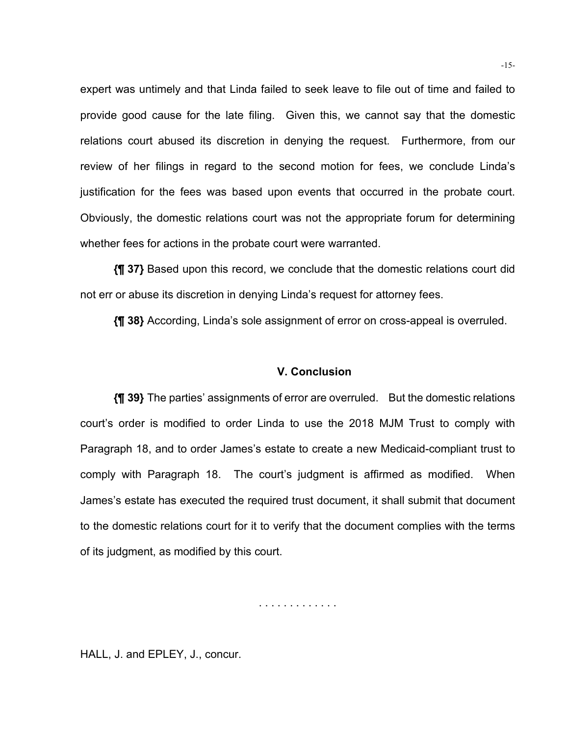expert was untimely and that Linda failed to seek leave to file out of time and failed to provide good cause for the late filing. Given this, we cannot say that the domestic relations court abused its discretion in denying the request. Furthermore, from our review of her filings in regard to the second motion for fees, we conclude Linda's justification for the fees was based upon events that occurred in the probate court. Obviously, the domestic relations court was not the appropriate forum for determining whether fees for actions in the probate court were warranted.

**{¶ 37}** Based upon this record, we conclude that the domestic relations court did not err or abuse its discretion in denying Linda's request for attorney fees.

**{¶ 38}** According, Linda's sole assignment of error on cross-appeal is overruled.

## V. Conclusion

**{¶ 39}** The parties' assignments of error are overruled. But the domestic relations court's order is modified to order Linda to use the 2018 MJM Trust to comply with Paragraph 18, and to order James's estate to create a new Medicaid-compliant trust to comply with Paragraph 18. The court's judgment is affirmed as modified. When James's estate has executed the required trust document, it shall submit that document to the domestic relations court for it to verify that the document complies with the terms of its judgment, as modified by this court.

. . . . . . . . . . . . .

HALL, J. and EPLEY, J., concur.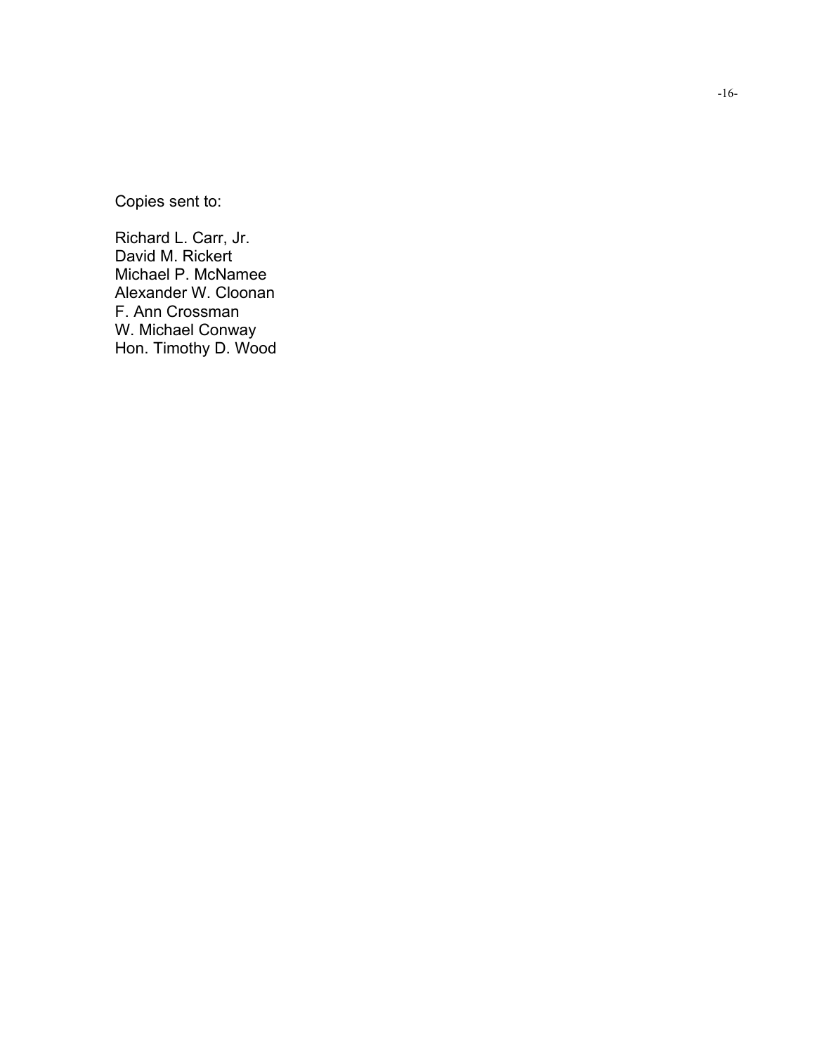Copies sent to:

Richard L. Carr, Jr.
David M. Rickert
Michael P. McNamee
Alexander W. Cloonan
F. Ann Crossman
W. Michael Conway
Hon. Timothy D. Wood